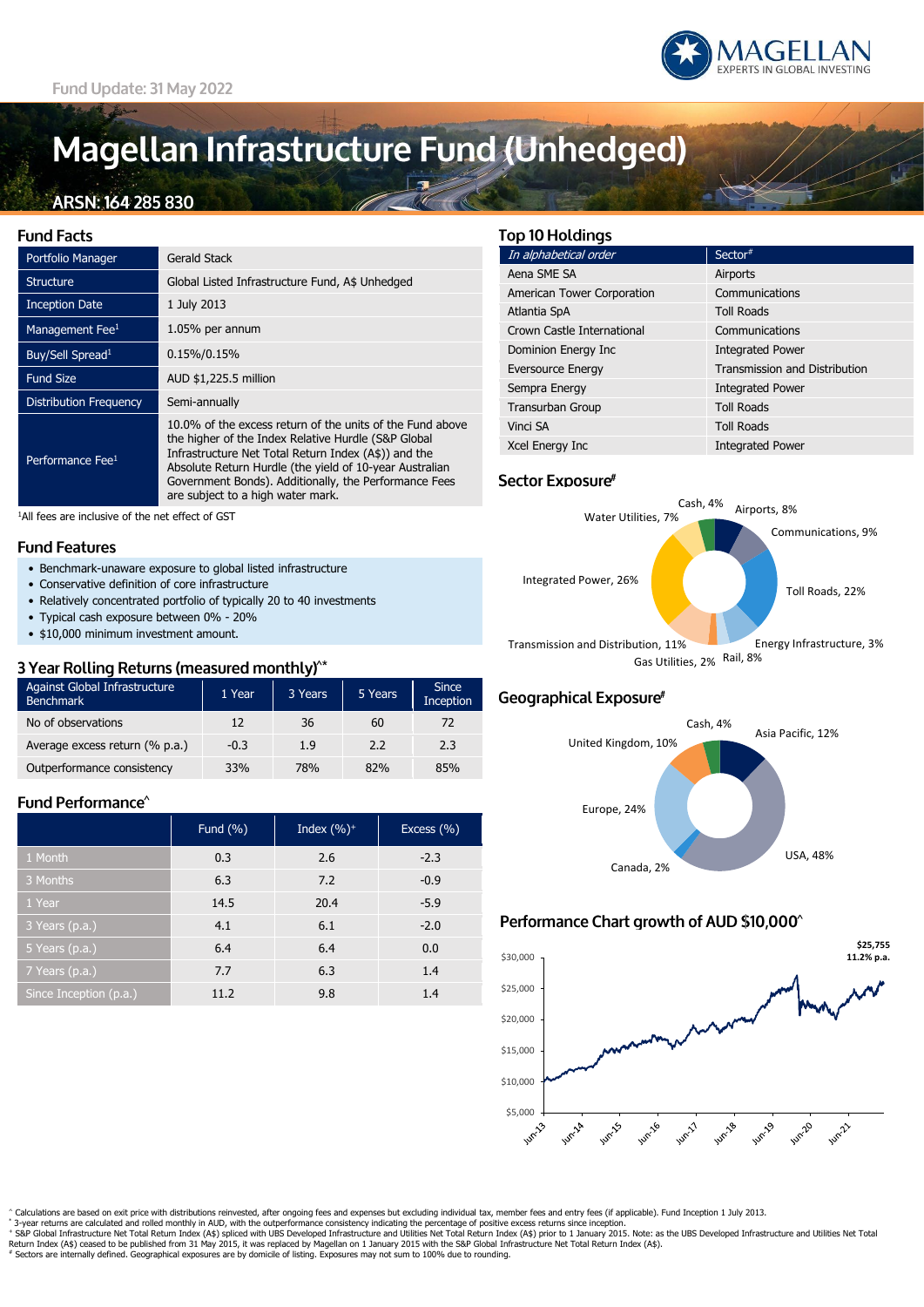Fund Update: 31 May 2022

# Magellan Infrastructure Fund (Unhedged)

## ARSN: 164 285 830

## Fund Facts

| | |
|---|---|
| Portfolio Manager | Gerald Stack |
| Structure | Global Listed Infrastructure Fund, A$ Unhedged |
| Inception Date | 1 July 2013 |
| Management Fee[1] | 1.05% per annum |
| Buy/Sell Spread[1] | 0.15%/0.15% |
| Fund Size | AUD $1,225.5 million |
| Distribution Frequency | Semi-annually |
| Performance Fee[1] | 10.0% of the excess return of the units of the Fund above the higher of the Index Relative Hurdle (S&P Global Infrastructure Net Total Return Index (A$)) and the Absolute Return Hurdle (the yield of 10-year Australian Government Bonds). Additionally, the Performance Fees are subject to a high water mark. |

[1]All fees are inclusive of the net effect of GST

## Fund Features

- Benchmark-unaware exposure to global listed infrastructure
- Conservative definition of core infrastructure
- Relatively concentrated portfolio of typically 20 to 40 investments
- Typical cash exposure between 0% - 20%
- $10,000 minimum investment amount.

## 3 Year Rolling Returns (measured monthly)^*

| Against Global Infrastructure Benchmark | 1 Year | 3 Years | 5 Years | Since Inception |
|---|---|---|---|---|
| No of observations | 12 | 36 | 60 | 72 |
| Average excess return (% p.a.) | -0.3 | 1.9 | 2.2 | 2.3 |
| Outperformance consistency | 33% | 78% | 82% | 85% |

## Fund Performance^

| | Fund (%) | Index (%)+ | Excess (%) |
|---|---|---|---|
| 1 Month | 0.3 | 2.6 | -2.3 |
| 3 Months | 6.3 | 7.2 | -0.9 |
| 1 Year | 14.5 | 20.4 | -5.9 |
| 3 Years (p.a.) | 4.1 | 6.1 | -2.0 |
| 5 Years (p.a.) | 6.4 | 6.4 | 0.0 |
| 7 Years (p.a.) | 7.7 | 6.3 | 1.4 |
| Since Inception (p.a.) | 11.2 | 9.8 | 1.4 |

## Top 10 Holdings

| *In alphabetical order* | Sector# |
|---|---|
| Aena SME SA | Airports |
| American Tower Corporation | Communications |
| Atlantia SpA | Toll Roads |
| Crown Castle International | Communications |
| Dominion Energy Inc | Integrated Power |
| Eversource Energy | Transmission and Distribution |
| Sempra Energy | Integrated Power |
| Transurban Group | Toll Roads |
| Vinci SA | Toll Roads |
| Xcel Energy Inc | Integrated Power |

## Sector Exposure#

| Sector | Exposure |
|---|---|
| Airports | 8% |
| Communications | 9% |
| Toll Roads | 22% |
| Energy Infrastructure | 3% |
| Rail | 8% |
| Gas Utilities | 2% |
| Transmission and Distribution | 11% |
| Integrated Power | 26% |
| Water Utilities | 7% |
| Cash | 4% |

## Geographical Exposure#

| Region | Exposure |
|---|---|
| Asia Pacific | 12% |
| USA | 48% |
| Canada | 2% |
| Europe | 24% |
| United Kingdom | 10% |
| Cash | 4% |

## Performance Chart growth of AUD $10,000^

$25,755
11.2% p.a.

^ Calculations are based on exit price with distributions reinvested, after ongoing fees and expenses but excluding individual tax, member fees and entry fees (if applicable). Fund Inception 1 July 2013.
\* 3-year returns are calculated and rolled monthly in AUD, with the outperformance consistency indicating the percentage of positive excess returns since inception.
\+ S&P Global Infrastructure Net Total Return Index (A$) spliced with UBS Developed Infrastructure and Utilities Net Total Return Index (A$) prior to 1 January 2015. Note: as the UBS Developed Infrastructure and Utilities Net Total Return Index (A$) ceased to be published from 31 May 2015, it was replaced by Magellan on 1 January 2015 with the S&P Global Infrastructure Net Total Return Index (A$).
\# Sectors are internally defined. Geographical exposures are by domicile of listing. Exposures may not sum to 100% due to rounding.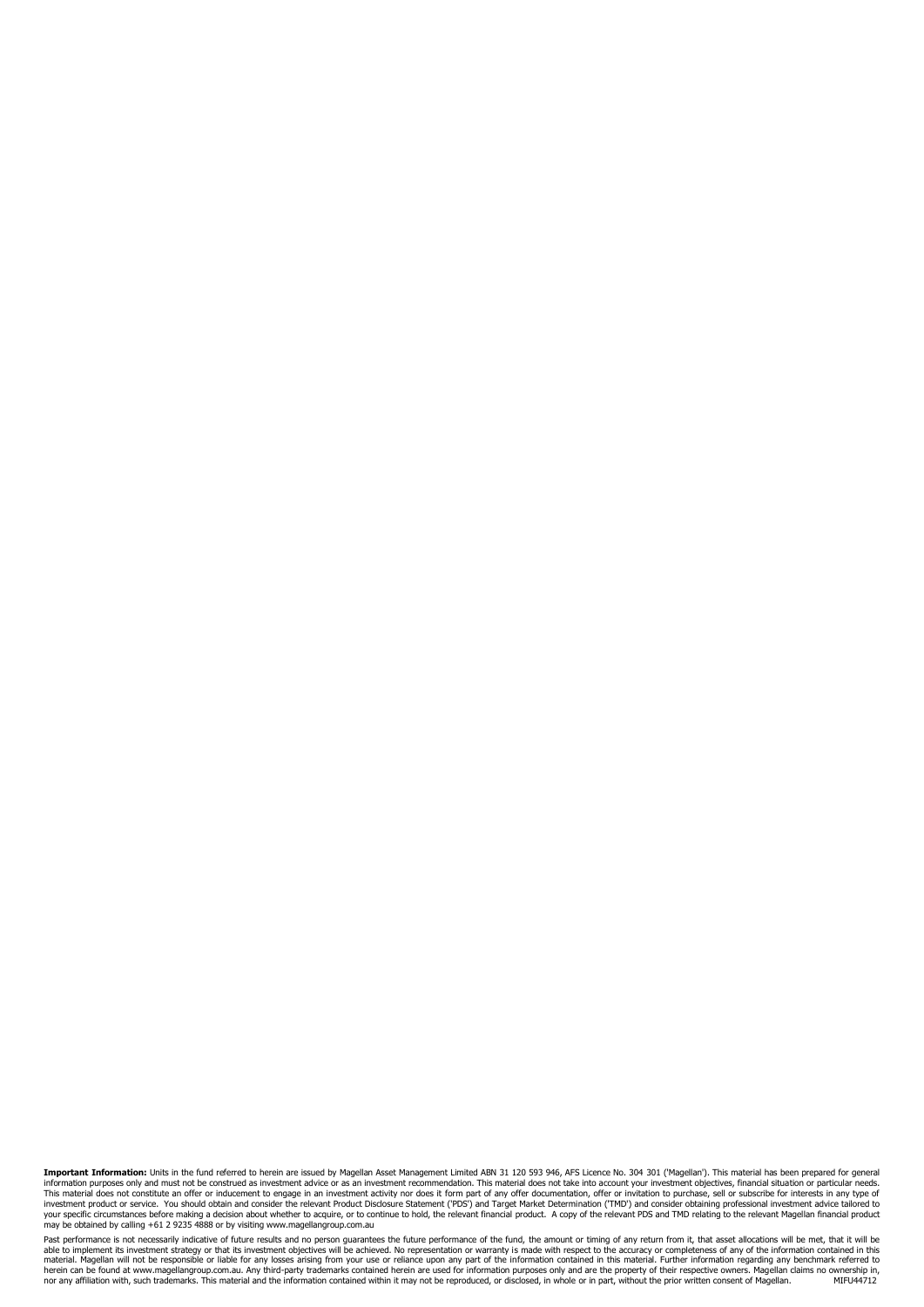**Important Information:** Units in the fund referred to herein are issued by Magellan Asset Management Limited ABN 31 120 593 946, AFS Licence No. 304 301 ('Magellan'). This material has been prepared for general information purposes only and must not be construed as investment advice or as an investment recommendation. This material does not take into account your investment objectives, financial situation or particular needs. This material does not constitute an offer or inducement to engage in an investment activity nor does it form part of any offer documentation, offer or invitation to purchase, sell or subscribe for interests in any type of investment product or service. You should obtain and consider the relevant Product Disclosure Statement ('PDS') and Target Market Determination ('TMD') and consider obtaining professional investment advice tailored to your specific circumstances before making a decision about whether to acquire, or to continue to hold, the relevant financial product. A copy of the relevant PDS and TMD relating to the relevant Magellan financial product may be obtained by calling +61 2 9235 4888 or by visiting www.magellangroup.com.au

Past performance is not necessarily indicative of future results and no person guarantees the future performance of the fund, the amount or timing of any return from it, that asset allocations will be met, that it will be able to implement its investment strategy or that its investment objectives will be achieved. No representation or warranty is made with respect to the accuracy or completeness of any of the information contained in this material. Magellan will not be responsible or liable for any losses arising from your use or reliance upon any part of the information contained in this material. Further information regarding any benchmark referred to herein can be found at www.magellangroup.com.au. Any third-party trademarks contained herein are used for information purposes only and are the property of their respective owners. Magellan claims no ownership in, nor any affiliation with, such trademarks. This material and the information contained within it may not be reproduced, or disclosed, in whole or in part, without the prior written consent of Magellan. MIFU44712